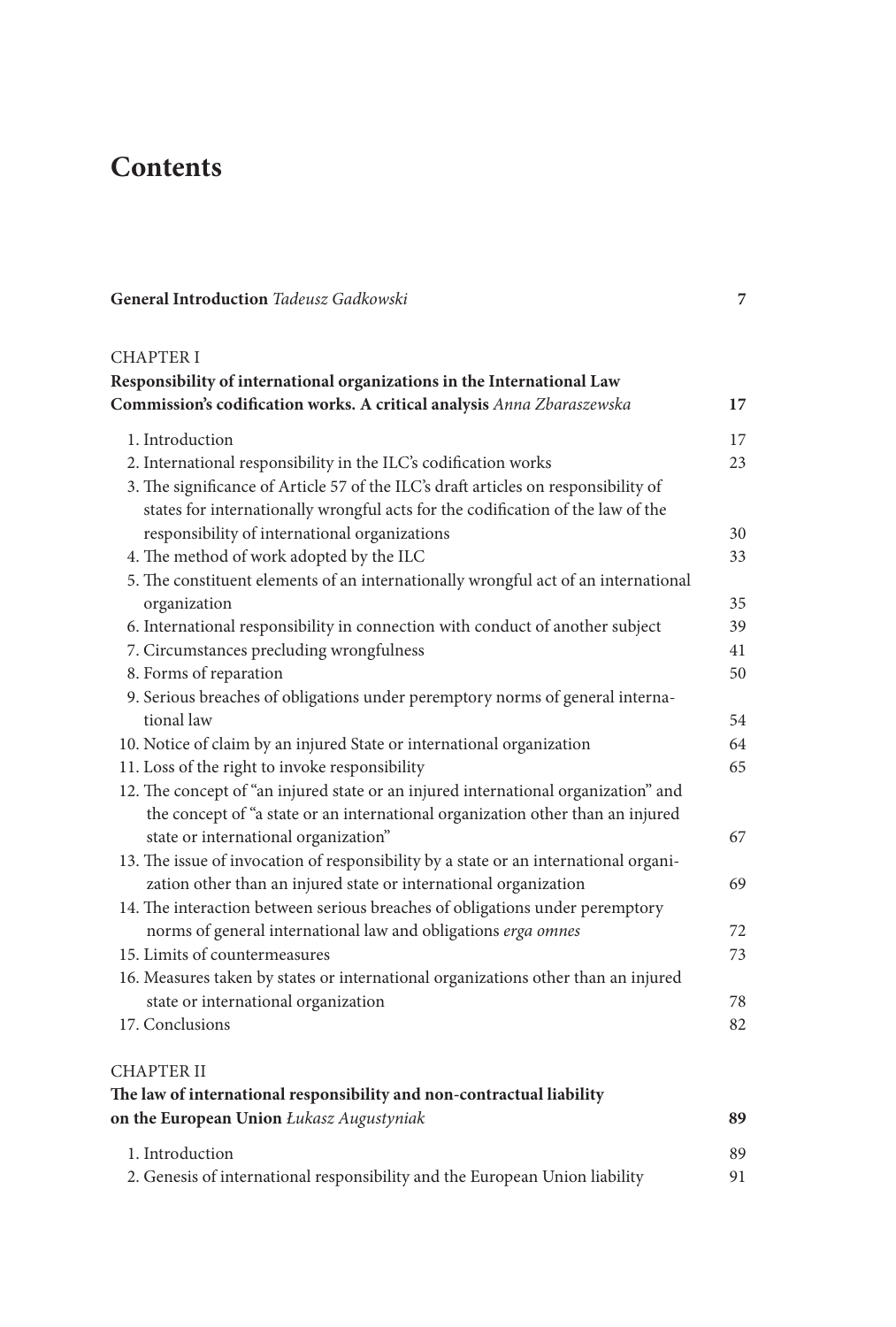# Contents

**General Introduction** *Tadeusz Gadkowski* 7

CHAPTER I
**Responsibility of international organizations in the International Law Commission's codification works. A critical analysis** *Anna Zbaraszewska* **17**

1. Introduction 17
2. International responsibility in the ILC's codification works 23
3. The significance of Article 57 of the ILC's draft articles on responsibility of states for internationally wrongful acts for the codification of the law of the responsibility of international organizations 30
4. The method of work adopted by the ILC 33
5. The constituent elements of an internationally wrongful act of an international organization 35
6. International responsibility in connection with conduct of another subject 39
7. Circumstances precluding wrongfulness 41
8. Forms of reparation 50
9. Serious breaches of obligations under peremptory norms of general international law 54
10. Notice of claim by an injured State or international organization 64
11. Loss of the right to invoke responsibility 65
12. The concept of "an injured state or an injured international organization" and the concept of "a state or an international organization other than an injured state or international organization" 67
13. The issue of invocation of responsibility by a state or an international organization other than an injured state or international organization 69
14. The interaction between serious breaches of obligations under peremptory norms of general international law and obligations *erga omnes* 72
15. Limits of countermeasures 73
16. Measures taken by states or international organizations other than an injured state or international organization 78
17. Conclusions 82

CHAPTER II
**The law of international responsibility and non-contractual liability on the European Union** *Łukasz Augustyniak* **89**

1. Introduction 89
2. Genesis of international responsibility and the European Union liability 91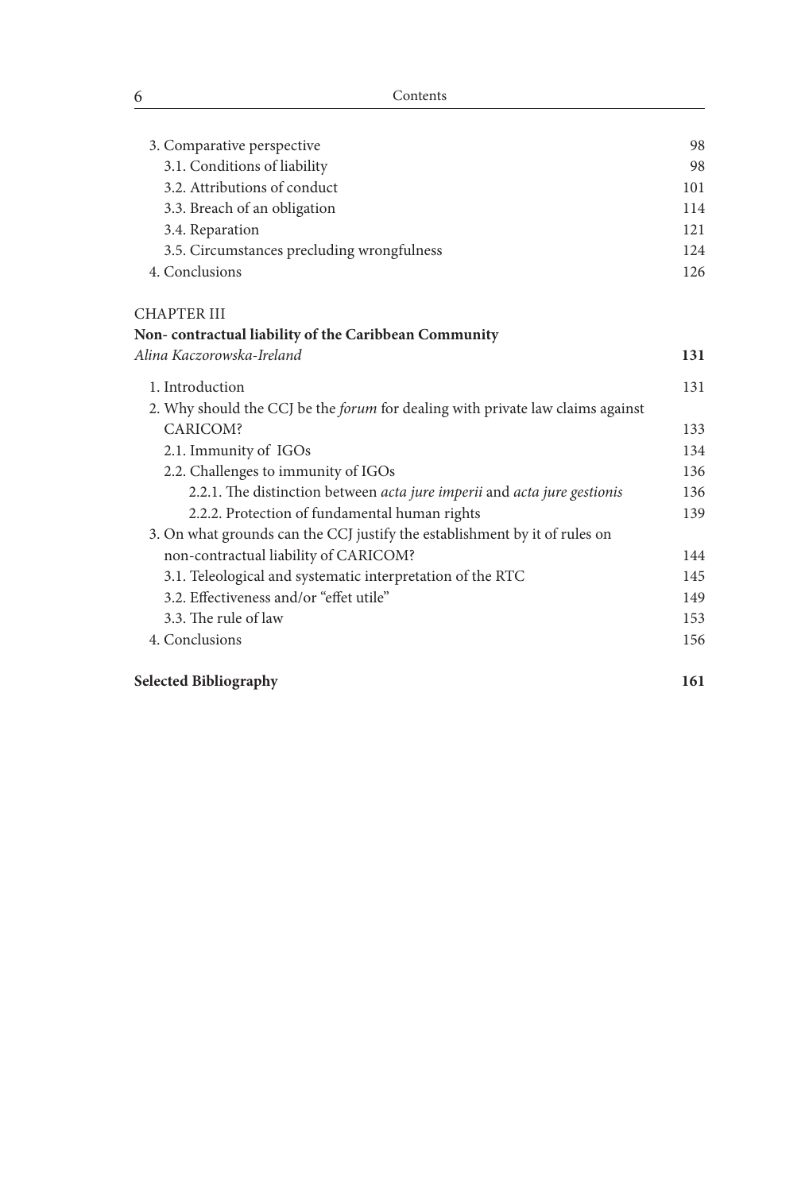3. Comparative perspective 98
   3.1. Conditions of liability 98
   3.2. Attributions of conduct 101
   3.3. Breach of an obligation 114
   3.4. Reparation 121
   3.5. Circumstances precluding wrongfulness 124
4. Conclusions 126

CHAPTER III

**Non- contractual liability of the Caribbean Community**

*Alina Kaczorowska-Ireland* **131**

1. Introduction 131
2. Why should the CCJ be the *forum* for dealing with private law claims against CARICOM? 133
   2.1. Immunity of IGOs 134
   2.2. Challenges to immunity of IGOs 136
      2.2.1. The distinction between *acta jure imperii* and *acta jure gestionis* 136
      2.2.2. Protection of fundamental human rights 139
3. On what grounds can the CCJ justify the establishment by it of rules on non-contractual liability of CARICOM? 144
   3.1. Teleological and systematic interpretation of the RTC 145
   3.2. Effectiveness and/or "effet utile" 149
   3.3. The rule of law 153
4. Conclusions 156

**Selected Bibliography** **161**